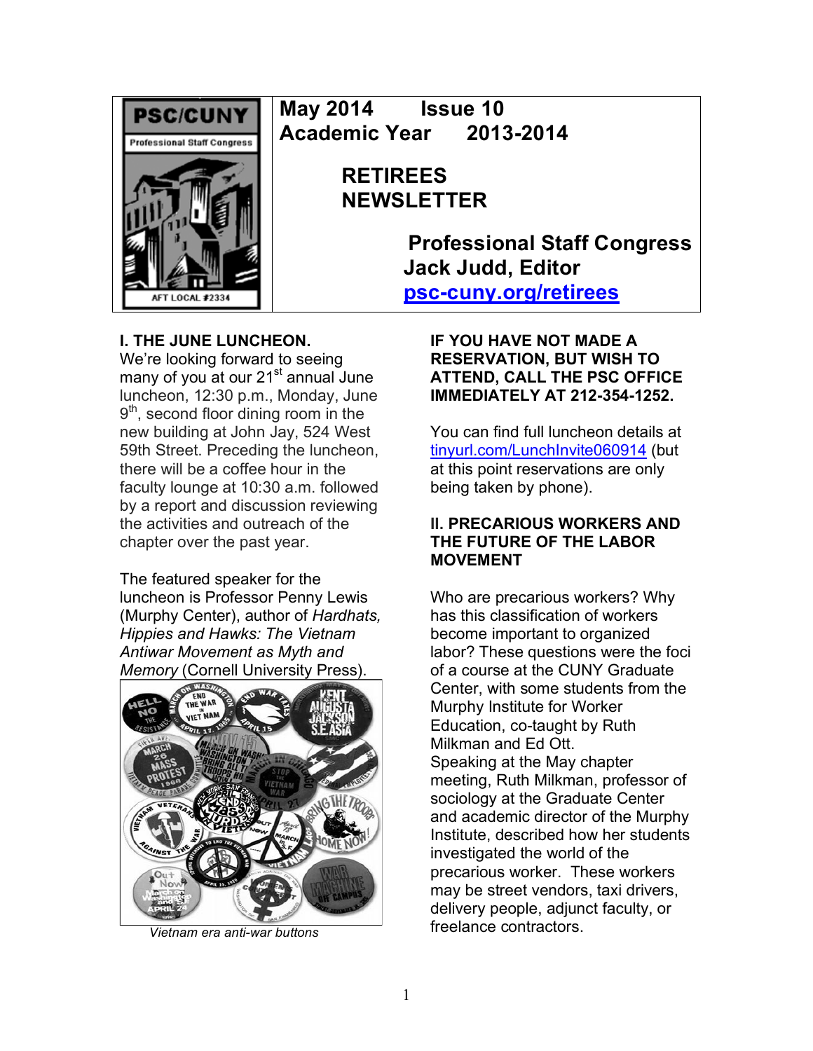# RETIREES NEWSLETTER

**May 2014 Issue 10**
**Academic Year 2013-2014**

**Professional Staff Congress**
**Jack Judd, Editor**
**[psc-cuny.org/retirees](psc-cuny.org/retirees)**

## I. THE JUNE LUNCHEON.

We're looking forward to seeing many of you at our 21st annual June luncheon, 12:30 p.m., Monday, June 9th, second floor dining room in the new building at John Jay, 524 West 59th Street. Preceding the luncheon, there will be a coffee hour in the faculty lounge at 10:30 a.m. followed by a report and discussion reviewing the activities and outreach of the chapter over the past year.

The featured speaker for the luncheon is Professor Penny Lewis (Murphy Center), author of *Hardhats, Hippies and Hawks: The Vietnam Antiwar Movement as Myth and Memory* (Cornell University Press).

*Vietnam era anti-war buttons*

**IF YOU HAVE NOT MADE A RESERVATION, BUT WISH TO ATTEND, CALL THE PSC OFFICE IMMEDIATELY AT 212-354-1252.**

You can find full luncheon details at [tinyurl.com/LunchInvite060914](tinyurl.com/LunchInvite060914) (but at this point reservations are only being taken by phone).

## II. PRECARIOUS WORKERS AND THE FUTURE OF THE LABOR MOVEMENT

Who are precarious workers? Why has this classification of workers become important to organized labor? These questions were the foci of a course at the CUNY Graduate Center, with some students from the Murphy Institute for Worker Education, co-taught by Ruth Milkman and Ed Ott.

Speaking at the May chapter meeting, Ruth Milkman, professor of sociology at the Graduate Center and academic director of the Murphy Institute, described how her students investigated the world of the precarious worker. These workers may be street vendors, taxi drivers, delivery people, adjunct faculty, or freelance contractors.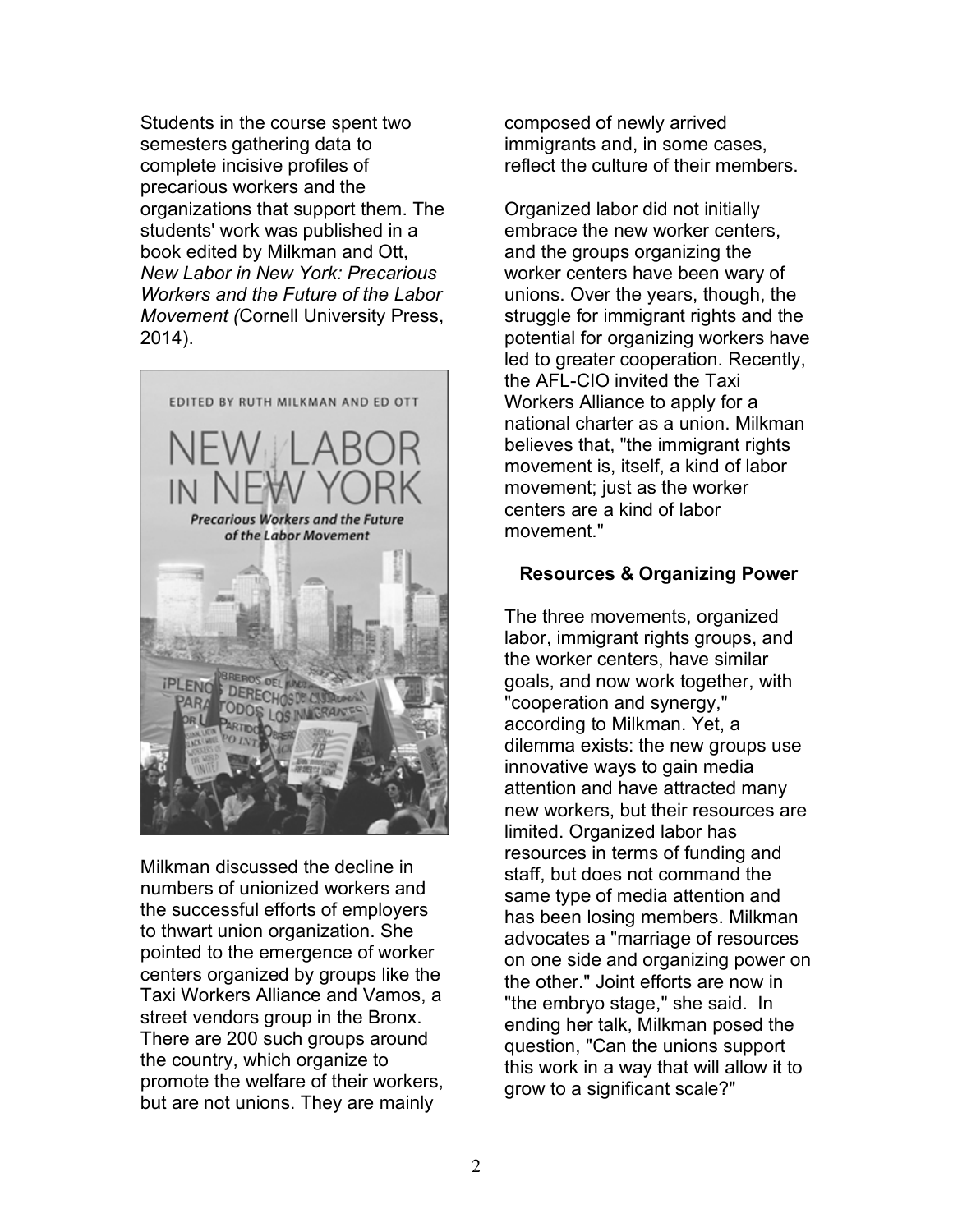Students in the course spent two semesters gathering data to complete incisive profiles of precarious workers and the organizations that support them. The students' work was published in a book edited by Milkman and Ott, *New Labor in New York: Precarious Workers and the Future of the Labor Movement (*Cornell University Press, 2014).

Milkman discussed the decline in numbers of unionized workers and the successful efforts of employers to thwart union organization. She pointed to the emergence of worker centers organized by groups like the Taxi Workers Alliance and Vamos, a street vendors group in the Bronx. There are 200 such groups around the country, which organize to promote the welfare of their workers, but are not unions. They are mainly composed of newly arrived immigrants and, in some cases, reflect the culture of their members.

Organized labor did not initially embrace the new worker centers, and the groups organizing the worker centers have been wary of unions. Over the years, though, the struggle for immigrant rights and the potential for organizing workers have led to greater cooperation. Recently, the AFL-CIO invited the Taxi Workers Alliance to apply for a national charter as a union. Milkman believes that, "the immigrant rights movement is, itself, a kind of labor movement; just as the worker centers are a kind of labor movement."

### Resources & Organizing Power

The three movements, organized labor, immigrant rights groups, and the worker centers, have similar goals, and now work together, with "cooperation and synergy," according to Milkman. Yet, a dilemma exists: the new groups use innovative ways to gain media attention and have attracted many new workers, but their resources are limited. Organized labor has resources in terms of funding and staff, but does not command the same type of media attention and has been losing members. Milkman advocates a "marriage of resources on one side and organizing power on the other." Joint efforts are now in "the embryo stage," she said. In ending her talk, Milkman posed the question, "Can the unions support this work in a way that will allow it to grow to a significant scale?"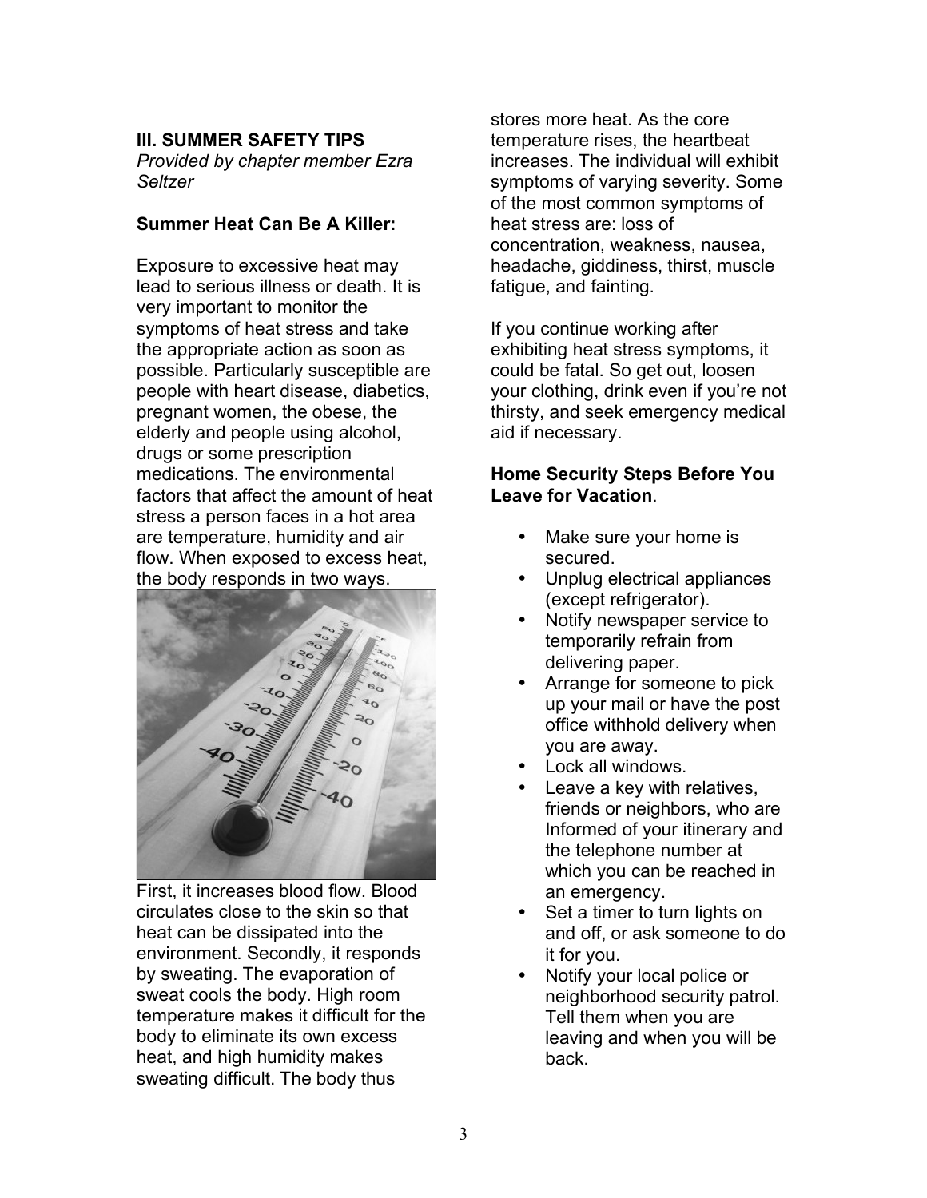## III. SUMMER SAFETY TIPS

*Provided by chapter member Ezra Seltzer*

### Summer Heat Can Be A Killer:

Exposure to excessive heat may lead to serious illness or death. It is very important to monitor the symptoms of heat stress and take the appropriate action as soon as possible. Particularly susceptible are people with heart disease, diabetics, pregnant women, the obese, the elderly and people using alcohol, drugs or some prescription medications. The environmental factors that affect the amount of heat stress a person faces in a hot area are temperature, humidity and air flow. When exposed to excess heat, the body responds in two ways.

First, it increases blood flow. Blood circulates close to the skin so that heat can be dissipated into the environment. Secondly, it responds by sweating. The evaporation of sweat cools the body. High room temperature makes it difficult for the body to eliminate its own excess heat, and high humidity makes sweating difficult. The body thus stores more heat. As the core temperature rises, the heartbeat increases. The individual will exhibit symptoms of varying severity. Some of the most common symptoms of heat stress are: loss of concentration, weakness, nausea, headache, giddiness, thirst, muscle fatigue, and fainting.

If you continue working after exhibiting heat stress symptoms, it could be fatal. So get out, loosen your clothing, drink even if you're not thirsty, and seek emergency medical aid if necessary.

### Home Security Steps Before You Leave for Vacation.

- Make sure your home is secured.
- Unplug electrical appliances (except refrigerator).
- Notify newspaper service to temporarily refrain from delivering paper.
- Arrange for someone to pick up your mail or have the post office withhold delivery when you are away.
- Lock all windows.
- Leave a key with relatives, friends or neighbors, who are Informed of your itinerary and the telephone number at which you can be reached in an emergency.
- Set a timer to turn lights on and off, or ask someone to do it for you.
- Notify your local police or neighborhood security patrol. Tell them when you are leaving and when you will be back.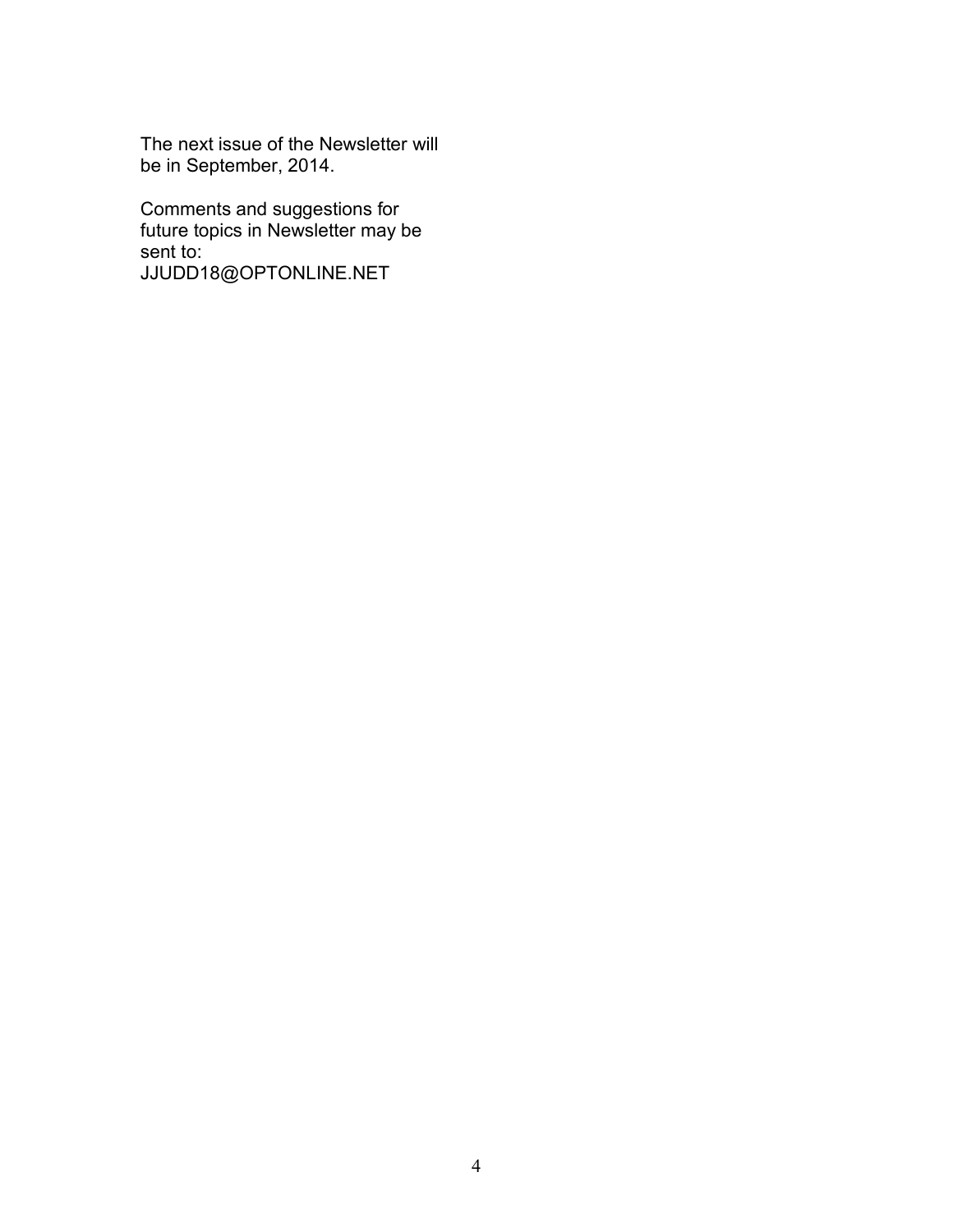The next issue of the Newsletter will be in September, 2014.

Comments and suggestions for future topics in Newsletter may be sent to:
JJUDD18@OPTONLINE.NET